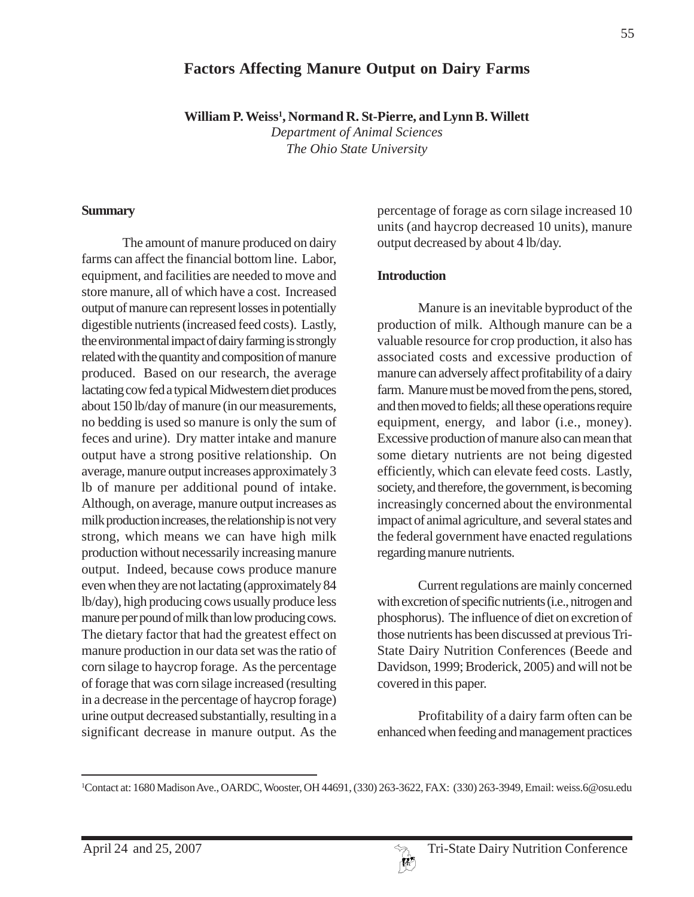# Factors Affecting Manure Output on Dairy Farms

**William P. Weiss[1], Normand R. St-Pierre, and Lynn B. Willett**

*Department of Animal Sciences*
*The Ohio State University*

## Summary

The amount of manure produced on dairy farms can affect the financial bottom line. Labor, equipment, and facilities are needed to move and store manure, all of which have a cost. Increased output of manure can represent losses in potentially digestible nutrients (increased feed costs). Lastly, the environmental impact of dairy farming is strongly related with the quantity and composition of manure produced. Based on our research, the average lactating cow fed a typical Midwestern diet produces about 150 lb/day of manure (in our measurements, no bedding is used so manure is only the sum of feces and urine). Dry matter intake and manure output have a strong positive relationship. On average, manure output increases approximately 3 lb of manure per additional pound of intake. Although, on average, manure output increases as milk production increases, the relationship is not very strong, which means we can have high milk production without necessarily increasing manure output. Indeed, because cows produce manure even when they are not lactating (approximately 84 lb/day), high producing cows usually produce less manure per pound of milk than low producing cows. The dietary factor that had the greatest effect on manure production in our data set was the ratio of corn silage to haycrop forage. As the percentage of forage that was corn silage increased (resulting in a decrease in the percentage of haycrop forage) urine output decreased substantially, resulting in a significant decrease in manure output. As the percentage of forage as corn silage increased 10 units (and haycrop decreased 10 units), manure output decreased by about 4 lb/day.

## Introduction

Manure is an inevitable byproduct of the production of milk. Although manure can be a valuable resource for crop production, it also has associated costs and excessive production of manure can adversely affect profitability of a dairy farm. Manure must be moved from the pens, stored, and then moved to fields; all these operations require equipment, energy, and labor (i.e., money). Excessive production of manure also can mean that some dietary nutrients are not being digested efficiently, which can elevate feed costs. Lastly, society, and therefore, the government, is becoming increasingly concerned about the environmental impact of animal agriculture, and several states and the federal government have enacted regulations regarding manure nutrients.

Current regulations are mainly concerned with excretion of specific nutrients (i.e., nitrogen and phosphorus). The influence of diet on excretion of those nutrients has been discussed at previous Tri-State Dairy Nutrition Conferences (Beede and Davidson, 1999; Broderick, 2005) and will not be covered in this paper.

Profitability of a dairy farm often can be enhanced when feeding and management practices

[1]Contact at: 1680 Madison Ave., OARDC, Wooster, OH 44691, (330) 263-3622, FAX: (330) 263-3949, Email: weiss.6@osu.edu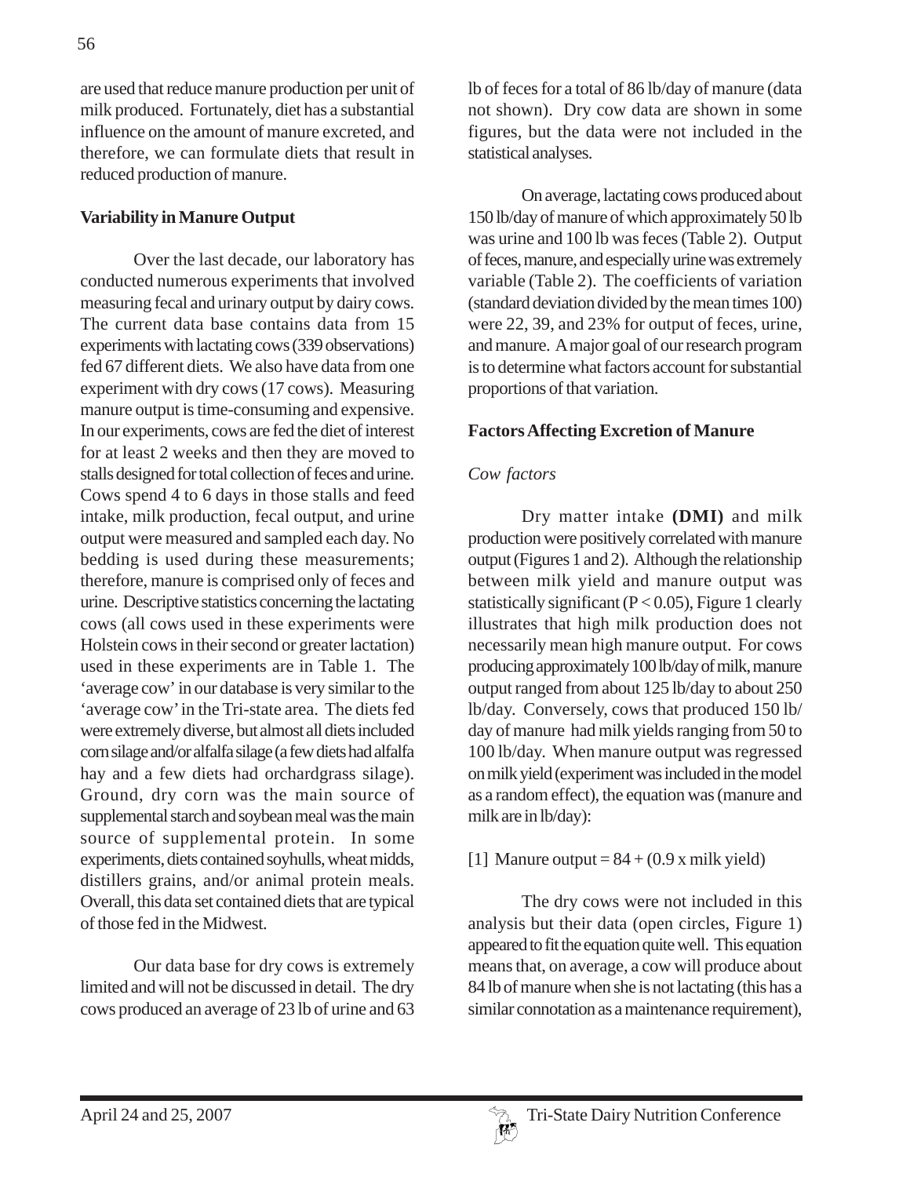are used that reduce manure production per unit of milk produced. Fortunately, diet has a substantial influence on the amount of manure excreted, and therefore, we can formulate diets that result in reduced production of manure.

**Variability in Manure Output**

Over the last decade, our laboratory has conducted numerous experiments that involved measuring fecal and urinary output by dairy cows. The current data base contains data from 15 experiments with lactating cows (339 observations) fed 67 different diets. We also have data from one experiment with dry cows (17 cows). Measuring manure output is time-consuming and expensive. In our experiments, cows are fed the diet of interest for at least 2 weeks and then they are moved to stalls designed for total collection of feces and urine. Cows spend 4 to 6 days in those stalls and feed intake, milk production, fecal output, and urine output were measured and sampled each day. No bedding is used during these measurements; therefore, manure is comprised only of feces and urine. Descriptive statistics concerning the lactating cows (all cows used in these experiments were Holstein cows in their second or greater lactation) used in these experiments are in Table 1. The 'average cow' in our database is very similar to the 'average cow' in the Tri-state area. The diets fed were extremely diverse, but almost all diets included corn silage and/or alfalfa silage (a few diets had alfalfa hay and a few diets had orchardgrass silage). Ground, dry corn was the main source of supplemental starch and soybean meal was the main source of supplemental protein. In some experiments, diets contained soyhulls, wheat midds, distillers grains, and/or animal protein meals. Overall, this data set contained diets that are typical of those fed in the Midwest.

Our data base for dry cows is extremely limited and will not be discussed in detail. The dry cows produced an average of 23 lb of urine and 63 lb of feces for a total of 86 lb/day of manure (data not shown). Dry cow data are shown in some figures, but the data were not included in the statistical analyses.

On average, lactating cows produced about 150 lb/day of manure of which approximately 50 lb was urine and 100 lb was feces (Table 2). Output of feces, manure, and especially urine was extremely variable (Table 2). The coefficients of variation (standard deviation divided by the mean times 100) were 22, 39, and 23% for output of feces, urine, and manure. A major goal of our research program is to determine what factors account for substantial proportions of that variation.

**Factors Affecting Excretion of Manure**

*Cow factors*

Dry matter intake **(DMI)** and milk production were positively correlated with manure output (Figures 1 and 2). Although the relationship between milk yield and manure output was statistically significant ($P < 0.05$), Figure 1 clearly illustrates that high milk production does not necessarily mean high manure output. For cows producing approximately 100 lb/day of milk, manure output ranged from about 125 lb/day to about 250 lb/day. Conversely, cows that produced 150 lb/day of manure had milk yields ranging from 50 to 100 lb/day. When manure output was regressed on milk yield (experiment was included in the model as a random effect), the equation was (manure and milk are in lb/day):

[1] Manure output = $84 + (0.9 \times \text{milk yield})$

The dry cows were not included in this analysis but their data (open circles, Figure 1) appeared to fit the equation quite well. This equation means that, on average, a cow will produce about 84 lb of manure when she is not lactating (this has a similar connotation as a maintenance requirement),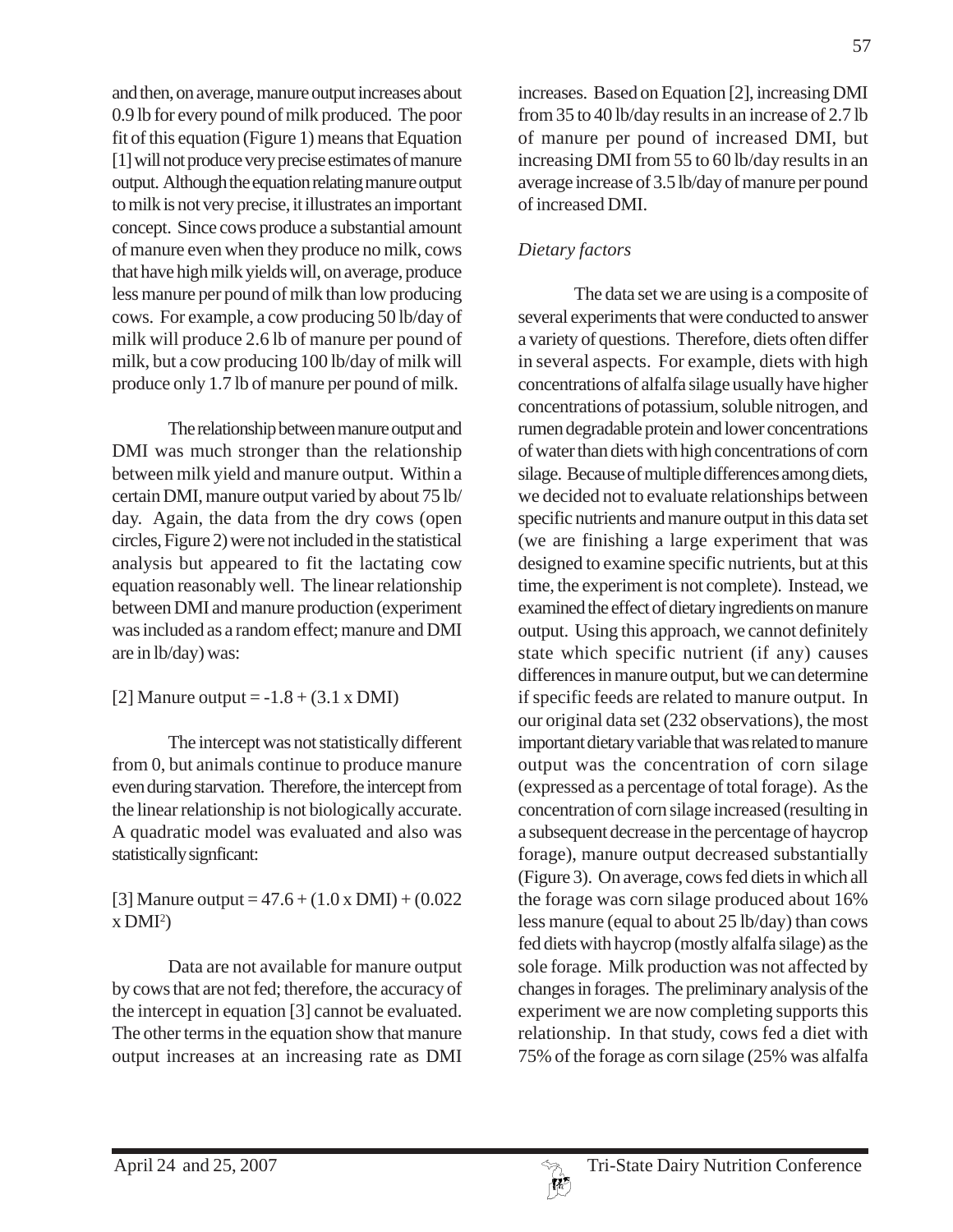and then, on average, manure output increases about 0.9 lb for every pound of milk produced. The poor fit of this equation (Figure 1) means that Equation [1] will not produce very precise estimates of manure output. Although the equation relating manure output to milk is not very precise, it illustrates an important concept. Since cows produce a substantial amount of manure even when they produce no milk, cows that have high milk yields will, on average, produce less manure per pound of milk than low producing cows. For example, a cow producing 50 lb/day of milk will produce 2.6 lb of manure per pound of milk, but a cow producing 100 lb/day of milk will produce only 1.7 lb of manure per pound of milk.

The relationship between manure output and DMI was much stronger than the relationship between milk yield and manure output. Within a certain DMI, manure output varied by about 75 lb/day. Again, the data from the dry cows (open circles, Figure 2) were not included in the statistical analysis but appeared to fit the lactating cow equation reasonably well. The linear relationship between DMI and manure production (experiment was included as a random effect; manure and DMI are in lb/day) was:

[2] Manure output = $-1.8 + (3.1 \times \text{DMI})$

The intercept was not statistically different from 0, but animals continue to produce manure even during starvation. Therefore, the intercept from the linear relationship is not biologically accurate. A quadratic model was evaluated and also was statistically signficant:

[3] Manure output = $47.6 + (1.0 \times \text{DMI}) + (0.022 \times \text{DMI}^2)$

Data are not available for manure output by cows that are not fed; therefore, the accuracy of the intercept in equation [3] cannot be evaluated. The other terms in the equation show that manure output increases at an increasing rate as DMI increases. Based on Equation [2], increasing DMI from 35 to 40 lb/day results in an increase of 2.7 lb of manure per pound of increased DMI, but increasing DMI from 55 to 60 lb/day results in an average increase of 3.5 lb/day of manure per pound of increased DMI.

*Dietary factors*

The data set we are using is a composite of several experiments that were conducted to answer a variety of questions. Therefore, diets often differ in several aspects. For example, diets with high concentrations of alfalfa silage usually have higher concentrations of potassium, soluble nitrogen, and rumen degradable protein and lower concentrations of water than diets with high concentrations of corn silage. Because of multiple differences among diets, we decided not to evaluate relationships between specific nutrients and manure output in this data set (we are finishing a large experiment that was designed to examine specific nutrients, but at this time, the experiment is not complete). Instead, we examined the effect of dietary ingredients on manure output. Using this approach, we cannot definitely state which specific nutrient (if any) causes differences in manure output, but we can determine if specific feeds are related to manure output. In our original data set (232 observations), the most important dietary variable that was related to manure output was the concentration of corn silage (expressed as a percentage of total forage). As the concentration of corn silage increased (resulting in a subsequent decrease in the percentage of haycrop forage), manure output decreased substantially (Figure 3). On average, cows fed diets in which all the forage was corn silage produced about 16% less manure (equal to about 25 lb/day) than cows fed diets with haycrop (mostly alfalfa silage) as the sole forage. Milk production was not affected by changes in forages. The preliminary analysis of the experiment we are now completing supports this relationship. In that study, cows fed a diet with 75% of the forage as corn silage (25% was alfalfa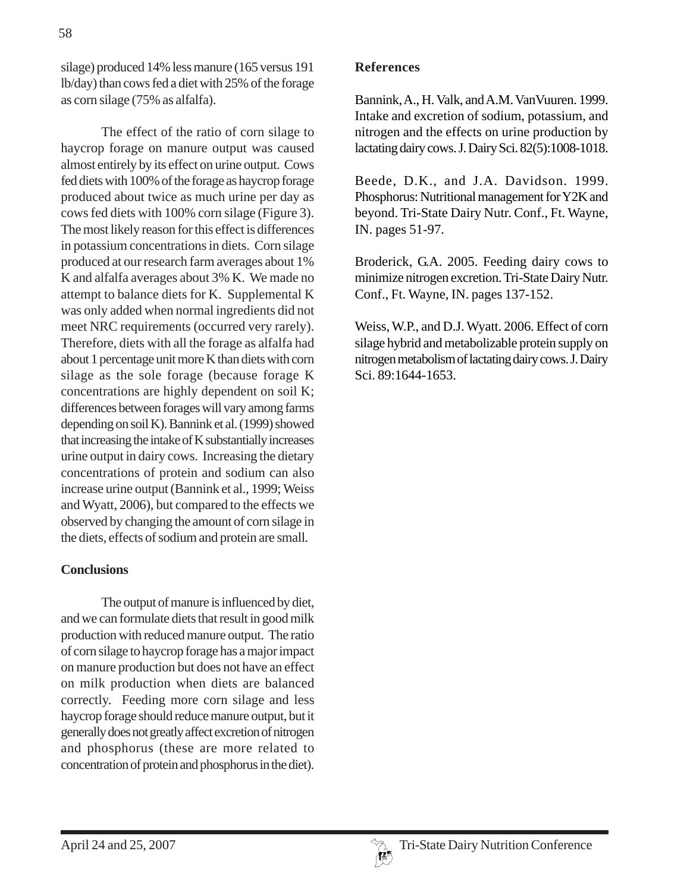silage) produced 14% less manure (165 versus 191 lb/day) than cows fed a diet with 25% of the forage as corn silage (75% as alfalfa).

The effect of the ratio of corn silage to haycrop forage on manure output was caused almost entirely by its effect on urine output. Cows fed diets with 100% of the forage as haycrop forage produced about twice as much urine per day as cows fed diets with 100% corn silage (Figure 3). The most likely reason for this effect is differences in potassium concentrations in diets. Corn silage produced at our research farm averages about 1% K and alfalfa averages about 3% K. We made no attempt to balance diets for K. Supplemental K was only added when normal ingredients did not meet NRC requirements (occurred very rarely). Therefore, diets with all the forage as alfalfa had about 1 percentage unit more K than diets with corn silage as the sole forage (because forage K concentrations are highly dependent on soil K; differences between forages will vary among farms depending on soil K). Bannink et al. (1999) showed that increasing the intake of K substantially increases urine output in dairy cows. Increasing the dietary concentrations of protein and sodium can also increase urine output (Bannink et al., 1999; Weiss and Wyatt, 2006), but compared to the effects we observed by changing the amount of corn silage in the diets, effects of sodium and protein are small.

## Conclusions

The output of manure is influenced by diet, and we can formulate diets that result in good milk production with reduced manure output. The ratio of corn silage to haycrop forage has a major impact on manure production but does not have an effect on milk production when diets are balanced correctly. Feeding more corn silage and less haycrop forage should reduce manure output, but it generally does not greatly affect excretion of nitrogen and phosphorus (these are more related to concentration of protein and phosphorus in the diet).

## References

Bannink, A., H. Valk, and A.M. VanVuuren. 1999. Intake and excretion of sodium, potassium, and nitrogen and the effects on urine production by lactating dairy cows. J. Dairy Sci. 82(5):1008-1018.

Beede, D.K., and J.A. Davidson. 1999. Phosphorus: Nutritional management for Y2K and beyond. Tri-State Dairy Nutr. Conf., Ft. Wayne, IN. pages 51-97.

Broderick, G.A. 2005. Feeding dairy cows to minimize nitrogen excretion. Tri-State Dairy Nutr. Conf., Ft. Wayne, IN. pages 137-152.

Weiss, W.P., and D.J. Wyatt. 2006. Effect of corn silage hybrid and metabolizable protein supply on nitrogen metabolism of lactating dairy cows. J. Dairy Sci. 89:1644-1653.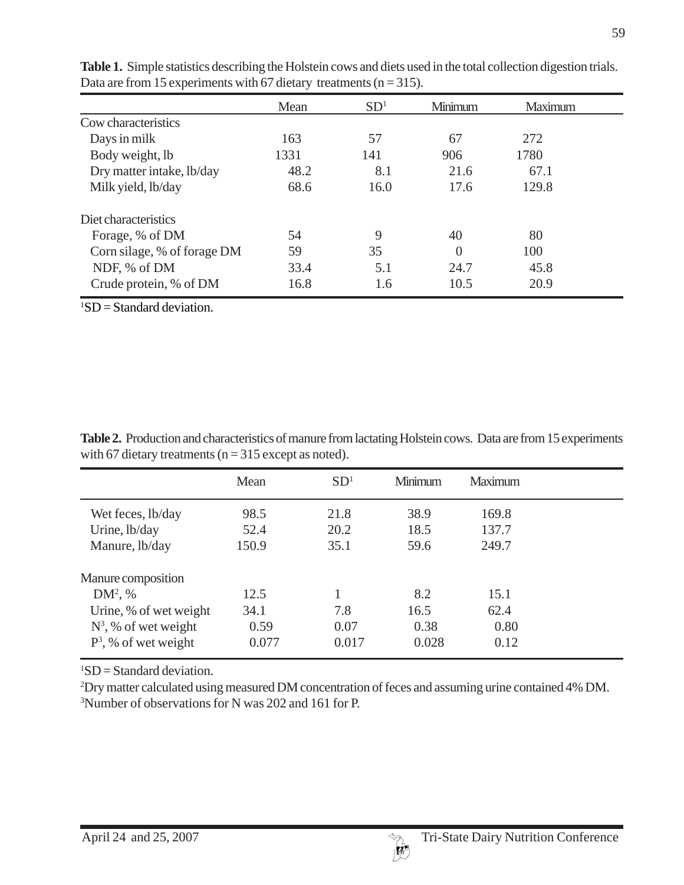**Table 1.** Simple statistics describing the Holstein cows and diets used in the total collection digestion trials. Data are from 15 experiments with 67 dietary treatments (n = 315).

| | Mean | SD[1] | Minimum | Maximum |
|---|---|---|---|---|
| Cow characteristics | | | | |
| Days in milk | 163 | 57 | 67 | 272 |
| Body weight, lb | 1331 | 141 | 906 | 1780 |
| Dry matter intake, lb/day | 48.2 | 8.1 | 21.6 | 67.1 |
| Milk yield, lb/day | 68.6 | 16.0 | 17.6 | 129.8 |
| Diet characteristics | | | | |
| Forage, % of DM | 54 | 9 | 40 | 80 |
| Corn silage, % of forage DM | 59 | 35 | 0 | 100 |
| NDF, % of DM | 33.4 | 5.1 | 24.7 | 45.8 |
| Crude protein, % of DM | 16.8 | 1.6 | 10.5 | 20.9 |

[1]SD = Standard deviation.

**Table 2.** Production and characteristics of manure from lactating Holstein cows. Data are from 15 experiments with 67 dietary treatments (n = 315 except as noted).

| | Mean | SD[1] | Minimum | Maximum |
|---|---|---|---|---|
| Wet feces, lb/day | 98.5 | 21.8 | 38.9 | 169.8 |
| Urine, lb/day | 52.4 | 20.2 | 18.5 | 137.7 |
| Manure, lb/day | 150.9 | 35.1 | 59.6 | 249.7 |
| Manure composition | | | | |
| DM[2], % | 12.5 | 1 | 8.2 | 15.1 |
| Urine, % of wet weight | 34.1 | 7.8 | 16.5 | 62.4 |
| N[3], % of wet weight | 0.59 | 0.07 | 0.38 | 0.80 |
| P[3], % of wet weight | 0.077 | 0.017 | 0.028 | 0.12 |

[1]SD = Standard deviation.

[2]Dry matter calculated using measured DM concentration of feces and assuming urine contained 4% DM.

[3]Number of observations for N was 202 and 161 for P.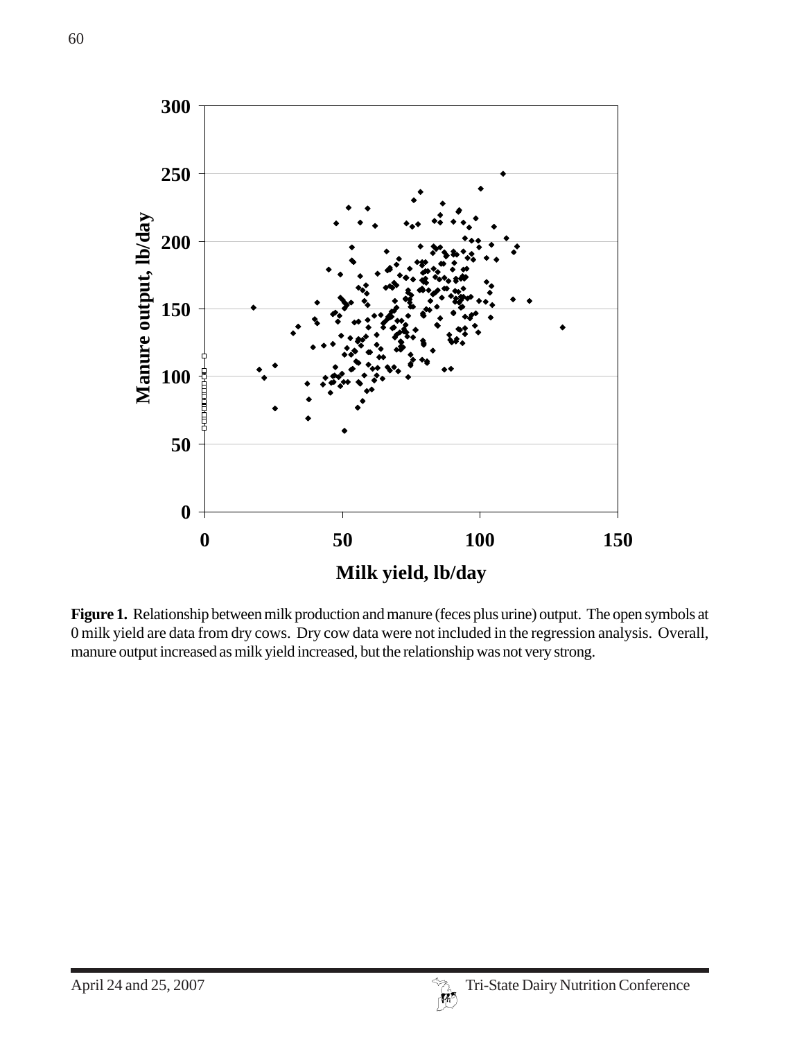300

250

200

150

100

50

0

Manure output, lb/day

0

50

100

150

Milk yield, lb/day

**Figure 1.** Relationship between milk production and manure (feces plus urine) output. The open symbols at 0 milk yield are data from dry cows. Dry cow data were not included in the regression analysis. Overall, manure output increased as milk yield increased, but the relationship was not very strong.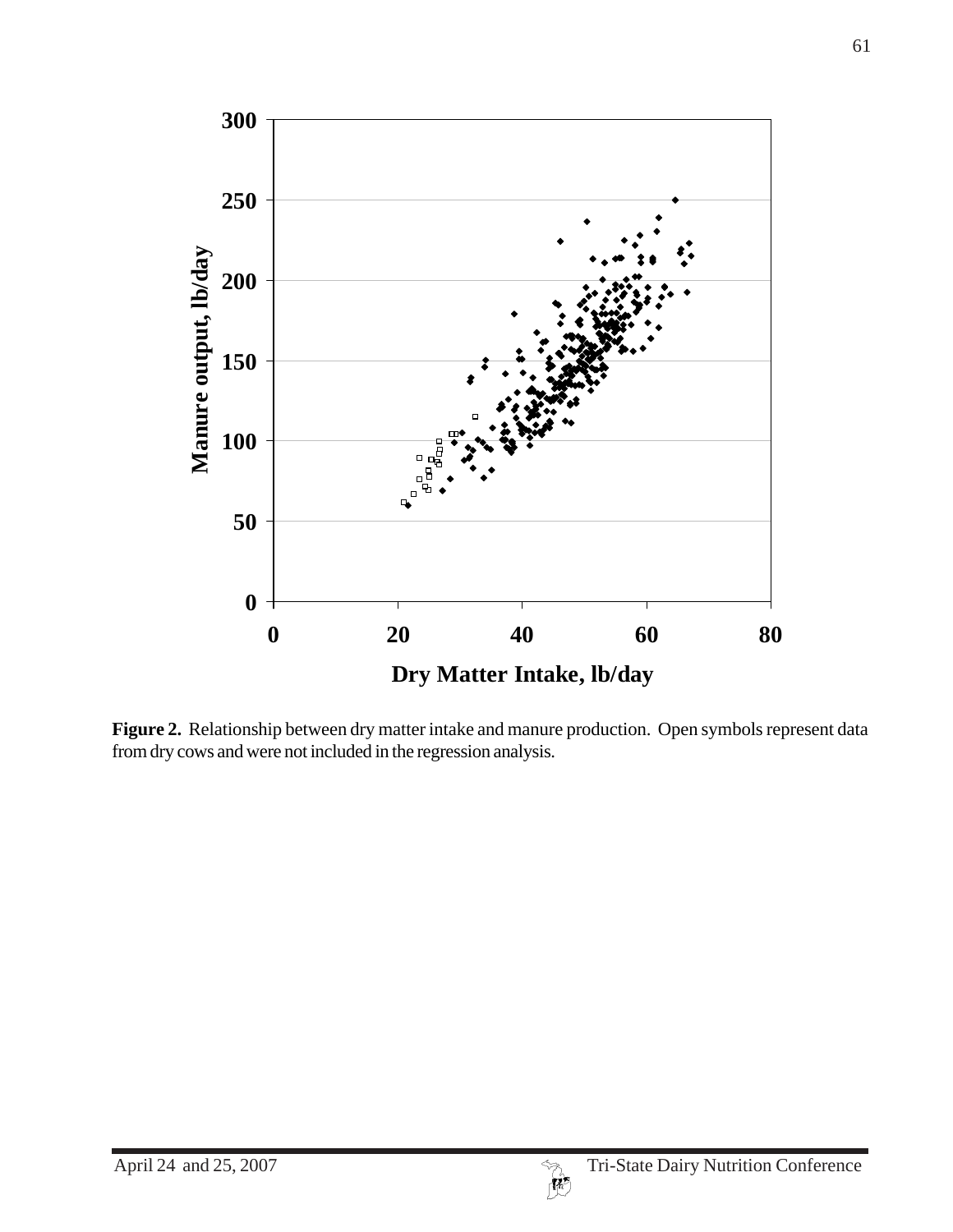300

250

200

150

100

50

0

0

20

40

60

80

Manure output, lb/day

Dry Matter Intake, lb/day

**Figure 2.** Relationship between dry matter intake and manure production. Open symbols represent data from dry cows and were not included in the regression analysis.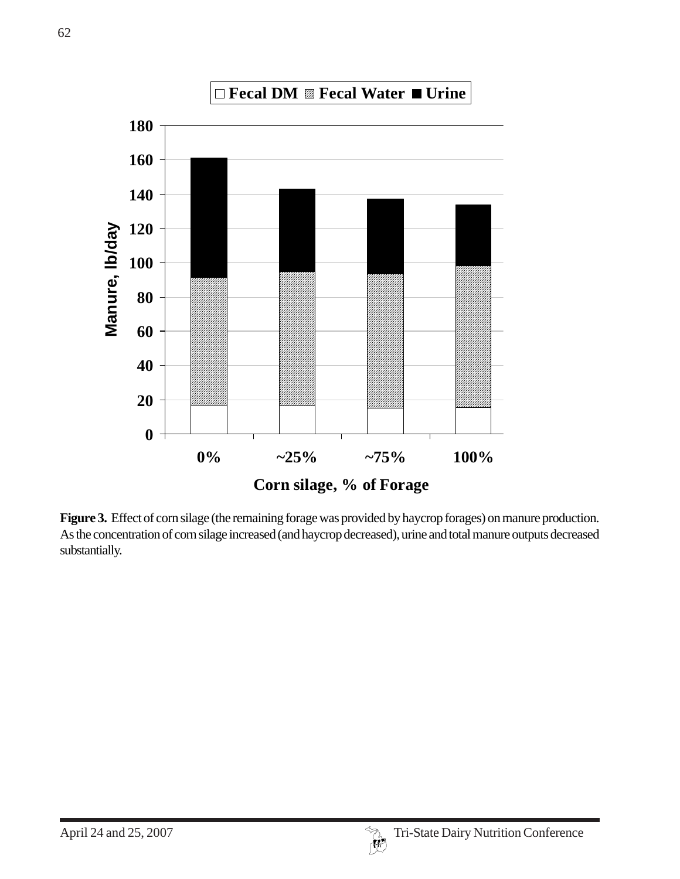□ Fecal DM ▨ Fecal Water ■ Urine

Manure, lb/day

180
160
140
120
100
80
60
40
20
0

0%
~25%
~75%
100%

Corn silage, % of Forage

**Figure 3.** Effect of corn silage (the remaining forage was provided by haycrop forages) on manure production. As the concentration of corn silage increased (and haycrop decreased), urine and total manure outputs decreased substantially.